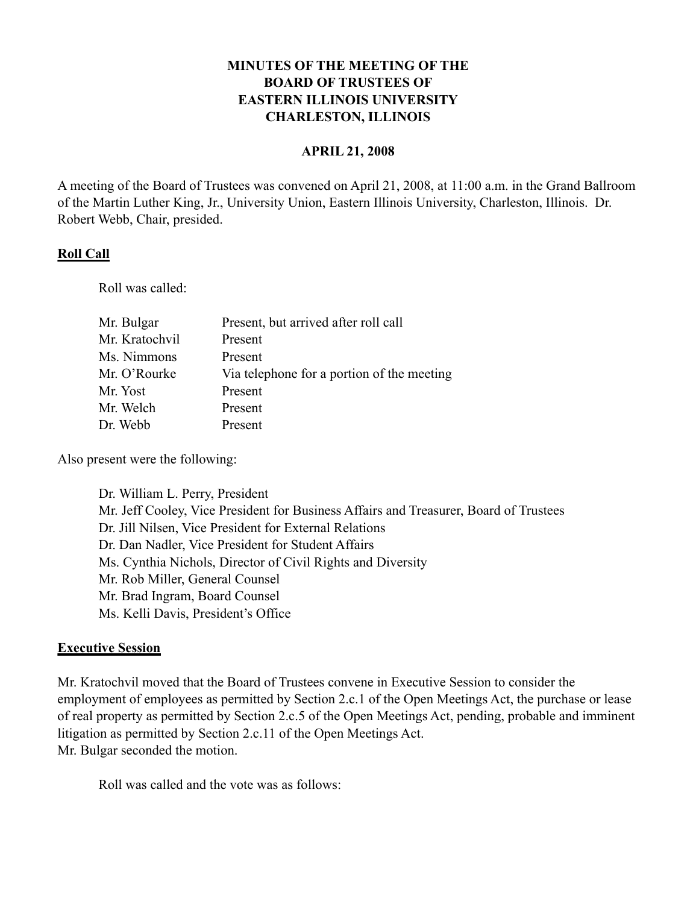**MINUTES OF THE MEETING OF THE**
**BOARD OF TRUSTEES OF**
**EASTERN ILLINOIS UNIVERSITY**
**CHARLESTON, ILLINOIS**

**APRIL 21, 2008**

A meeting of the Board of Trustees was convened on April 21, 2008, at 11:00 a.m. in the Grand Ballroom of the Martin Luther King, Jr., University Union, Eastern Illinois University, Charleston, Illinois. Dr. Robert Webb, Chair, presided.

## Roll Call

Roll was called:

| | |
|---|---|
| Mr. Bulgar | Present, but arrived after roll call |
| Mr. Kratochvil | Present |
| Ms. Nimmons | Present |
| Mr. O'Rourke | Via telephone for a portion of the meeting |
| Mr. Yost | Present |
| Mr. Welch | Present |
| Dr. Webb | Present |

Also present were the following:

Dr. William L. Perry, President
Mr. Jeff Cooley, Vice President for Business Affairs and Treasurer, Board of Trustees
Dr. Jill Nilsen, Vice President for External Relations
Dr. Dan Nadler, Vice President for Student Affairs
Ms. Cynthia Nichols, Director of Civil Rights and Diversity
Mr. Rob Miller, General Counsel
Mr. Brad Ingram, Board Counsel
Ms. Kelli Davis, President's Office

## Executive Session

Mr. Kratochvil moved that the Board of Trustees convene in Executive Session to consider the employment of employees as permitted by Section 2.c.1 of the Open Meetings Act, the purchase or lease of real property as permitted by Section 2.c.5 of the Open Meetings Act, pending, probable and imminent litigation as permitted by Section 2.c.11 of the Open Meetings Act.
Mr. Bulgar seconded the motion.

Roll was called and the vote was as follows: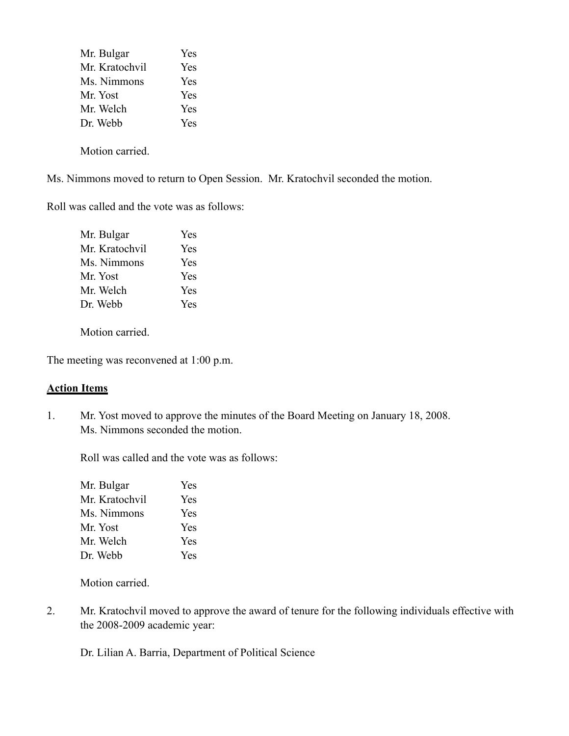| | |
|---|---|
| Mr. Bulgar | Yes |
| Mr. Kratochvil | Yes |
| Ms. Nimmons | Yes |
| Mr. Yost | Yes |
| Mr. Welch | Yes |
| Dr. Webb | Yes |

Motion carried.

Ms. Nimmons moved to return to Open Session. Mr. Kratochvil seconded the motion.

Roll was called and the vote was as follows:

| | |
|---|---|
| Mr. Bulgar | Yes |
| Mr. Kratochvil | Yes |
| Ms. Nimmons | Yes |
| Mr. Yost | Yes |
| Mr. Welch | Yes |
| Dr. Webb | Yes |

Motion carried.

The meeting was reconvened at 1:00 p.m.

**Action Items**

1. Mr. Yost moved to approve the minutes of the Board Meeting on January 18, 2008. Ms. Nimmons seconded the motion.

   Roll was called and the vote was as follows:

   | | |
   |---|---|
   | Mr. Bulgar | Yes |
   | Mr. Kratochvil | Yes |
   | Ms. Nimmons | Yes |
   | Mr. Yost | Yes |
   | Mr. Welch | Yes |
   | Dr. Webb | Yes |

   Motion carried.

2. Mr. Kratochvil moved to approve the award of tenure for the following individuals effective with the 2008-2009 academic year:

   Dr. Lilian A. Barria, Department of Political Science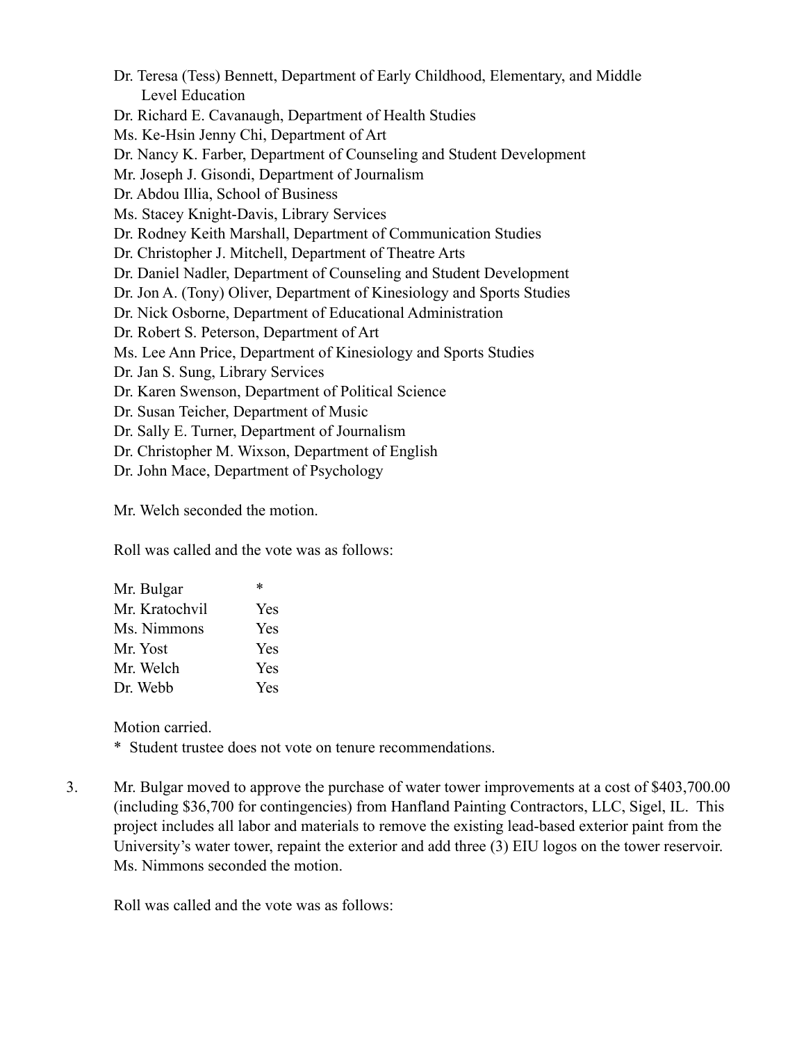Dr. Teresa (Tess) Bennett, Department of Early Childhood, Elementary, and Middle Level Education
Dr. Richard E. Cavanaugh, Department of Health Studies
Ms. Ke-Hsin Jenny Chi, Department of Art
Dr. Nancy K. Farber, Department of Counseling and Student Development
Mr. Joseph J. Gisondi, Department of Journalism
Dr. Abdou Illia, School of Business
Ms. Stacey Knight-Davis, Library Services
Dr. Rodney Keith Marshall, Department of Communication Studies
Dr. Christopher J. Mitchell, Department of Theatre Arts
Dr. Daniel Nadler, Department of Counseling and Student Development
Dr. Jon A. (Tony) Oliver, Department of Kinesiology and Sports Studies
Dr. Nick Osborne, Department of Educational Administration
Dr. Robert S. Peterson, Department of Art
Ms. Lee Ann Price, Department of Kinesiology and Sports Studies
Dr. Jan S. Sung, Library Services
Dr. Karen Swenson, Department of Political Science
Dr. Susan Teicher, Department of Music
Dr. Sally E. Turner, Department of Journalism
Dr. Christopher M. Wixson, Department of English
Dr. John Mace, Department of Psychology

Mr. Welch seconded the motion.

Roll was called and the vote was as follows:

| | |
|---|---|
| Mr. Bulgar | * |
| Mr. Kratochvil | Yes |
| Ms. Nimmons | Yes |
| Mr. Yost | Yes |
| Mr. Welch | Yes |
| Dr. Webb | Yes |

Motion carried.

\* Student trustee does not vote on tenure recommendations.

3. Mr. Bulgar moved to approve the purchase of water tower improvements at a cost of $403,700.00 (including $36,700 for contingencies) from Hanfland Painting Contractors, LLC, Sigel, IL. This project includes all labor and materials to remove the existing lead-based exterior paint from the University's water tower, repaint the exterior and add three (3) EIU logos on the tower reservoir. Ms. Nimmons seconded the motion.

Roll was called and the vote was as follows: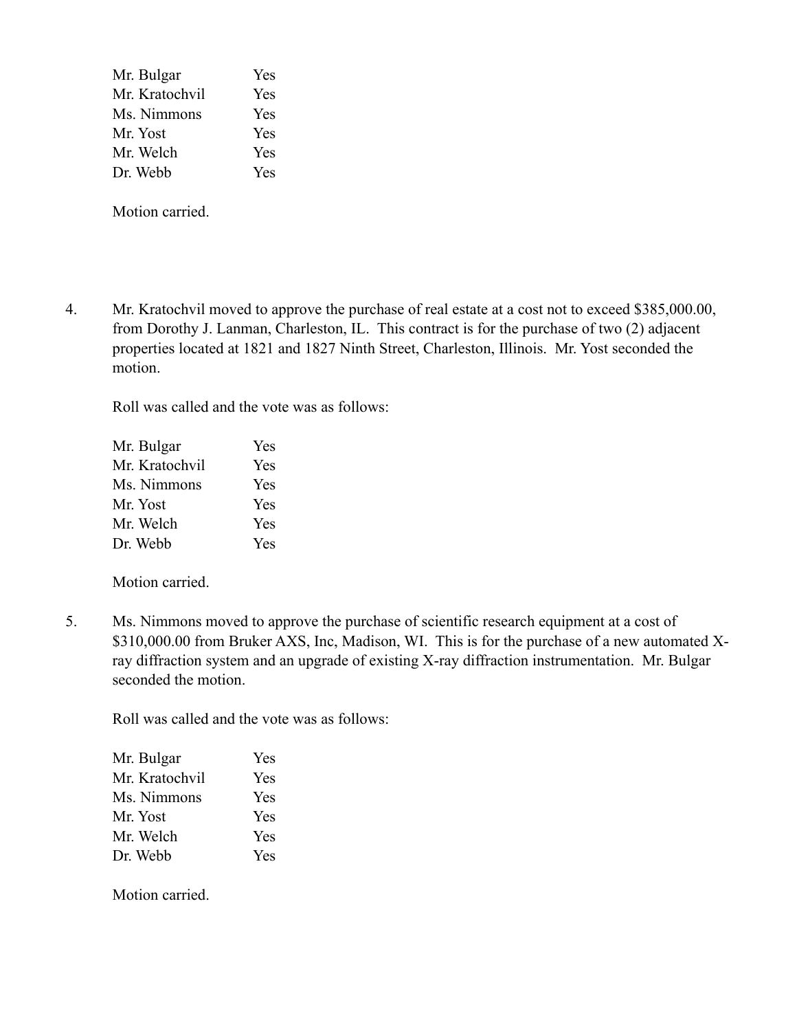| | |
|---|---|
| Mr. Bulgar | Yes |
| Mr. Kratochvil | Yes |
| Ms. Nimmons | Yes |
| Mr. Yost | Yes |
| Mr. Welch | Yes |
| Dr. Webb | Yes |

Motion carried.

4. Mr. Kratochvil moved to approve the purchase of real estate at a cost not to exceed $385,000.00, from Dorothy J. Lanman, Charleston, IL. This contract is for the purchase of two (2) adjacent properties located at 1821 and 1827 Ninth Street, Charleston, Illinois. Mr. Yost seconded the motion.

   Roll was called and the vote was as follows:

   | | |
   |---|---|
   | Mr. Bulgar | Yes |
   | Mr. Kratochvil | Yes |
   | Ms. Nimmons | Yes |
   | Mr. Yost | Yes |
   | Mr. Welch | Yes |
   | Dr. Webb | Yes |

   Motion carried.

5. Ms. Nimmons moved to approve the purchase of scientific research equipment at a cost of $310,000.00 from Bruker AXS, Inc, Madison, WI. This is for the purchase of a new automated X-ray diffraction system and an upgrade of existing X-ray diffraction instrumentation. Mr. Bulgar seconded the motion.

   Roll was called and the vote was as follows:

   | | |
   |---|---|
   | Mr. Bulgar | Yes |
   | Mr. Kratochvil | Yes |
   | Ms. Nimmons | Yes |
   | Mr. Yost | Yes |
   | Mr. Welch | Yes |
   | Dr. Webb | Yes |

   Motion carried.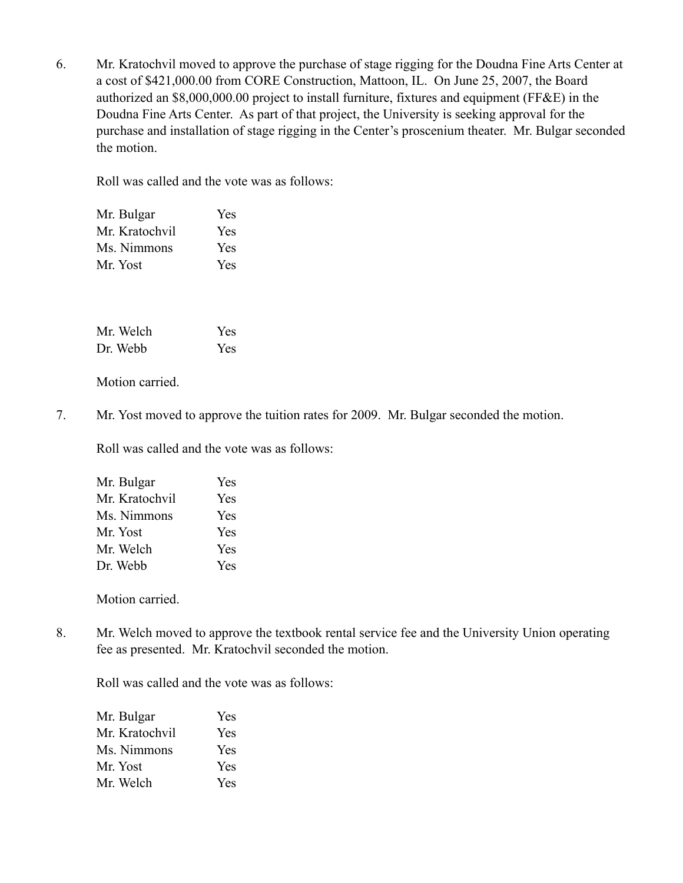6. Mr. Kratochvil moved to approve the purchase of stage rigging for the Doudna Fine Arts Center at a cost of $421,000.00 from CORE Construction, Mattoon, IL. On June 25, 2007, the Board authorized an $8,000,000.00 project to install furniture, fixtures and equipment (FF&E) in the Doudna Fine Arts Center. As part of that project, the University is seeking approval for the purchase and installation of stage rigging in the Center's proscenium theater. Mr. Bulgar seconded the motion.

   Roll was called and the vote was as follows:

   Mr. Bulgar Yes
   Mr. Kratochvil Yes
   Ms. Nimmons Yes
   Mr. Yost Yes

   Mr. Welch Yes
   Dr. Webb Yes

   Motion carried.

7. Mr. Yost moved to approve the tuition rates for 2009. Mr. Bulgar seconded the motion.

   Roll was called and the vote was as follows:

   Mr. Bulgar Yes
   Mr. Kratochvil Yes
   Ms. Nimmons Yes
   Mr. Yost Yes
   Mr. Welch Yes
   Dr. Webb Yes

   Motion carried.

8. Mr. Welch moved to approve the textbook rental service fee and the University Union operating fee as presented. Mr. Kratochvil seconded the motion.

   Roll was called and the vote was as follows:

   Mr. Bulgar Yes
   Mr. Kratochvil Yes
   Ms. Nimmons Yes
   Mr. Yost Yes
   Mr. Welch Yes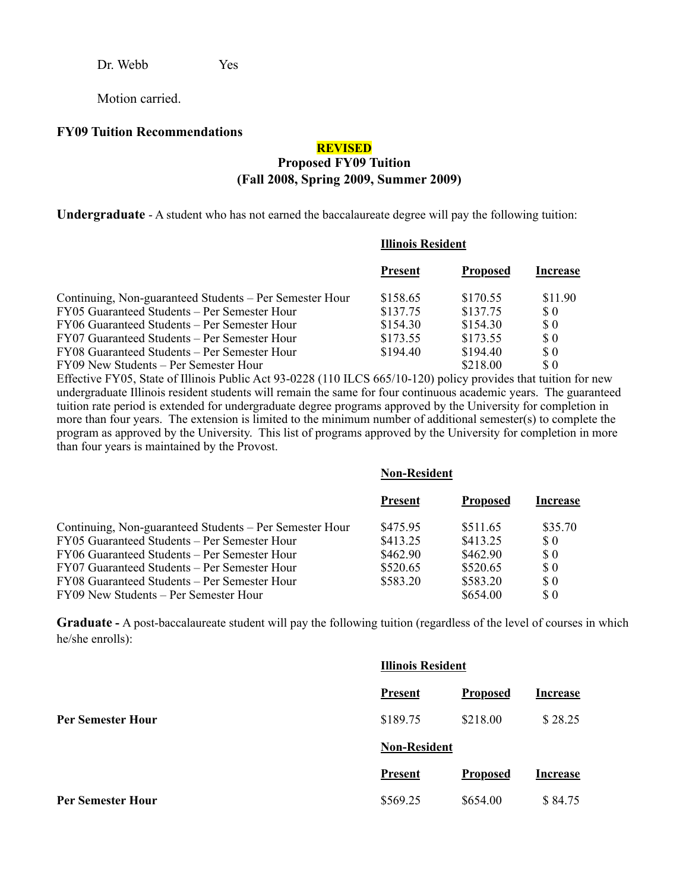Dr. Webb Yes

Motion carried.

**FY09 Tuition Recommendations**

**REVISED**

**Proposed FY09 Tuition**
**(Fall 2008, Spring 2009, Summer 2009)**

**Undergraduate** - A student who has not earned the baccalaureate degree will pay the following tuition:

| | Illinois Resident | | |
|---|---|---|---|
| | **Present** | **Proposed** | **Increase** |
| Continuing, Non-guaranteed Students – Per Semester Hour | $158.65 | $170.55 | $11.90 |
| FY05 Guaranteed Students – Per Semester Hour | $137.75 | $137.75 | $ 0 |
| FY06 Guaranteed Students – Per Semester Hour | $154.30 | $154.30 | $ 0 |
| FY07 Guaranteed Students – Per Semester Hour | $173.55 | $173.55 | $ 0 |
| FY08 Guaranteed Students – Per Semester Hour | $194.40 | $194.40 | $ 0 |
| FY09 New Students – Per Semester Hour | | $218.00 | $ 0 |

Effective FY05, State of Illinois Public Act 93-0228 (110 ILCS 665/10-120) policy provides that tuition for new undergraduate Illinois resident students will remain the same for four continuous academic years. The guaranteed tuition rate period is extended for undergraduate degree programs approved by the University for completion in more than four years. The extension is limited to the minimum number of additional semester(s) to complete the program as approved by the University. This list of programs approved by the University for completion in more than four years is maintained by the Provost.

| | Non-Resident | | |
|---|---|---|---|
| | **Present** | **Proposed** | **Increase** |
| Continuing, Non-guaranteed Students – Per Semester Hour | $475.95 | $511.65 | $35.70 |
| FY05 Guaranteed Students – Per Semester Hour | $413.25 | $413.25 | $ 0 |
| FY06 Guaranteed Students – Per Semester Hour | $462.90 | $462.90 | $ 0 |
| FY07 Guaranteed Students – Per Semester Hour | $520.65 | $520.65 | $ 0 |
| FY08 Guaranteed Students – Per Semester Hour | $583.20 | $583.20 | $ 0 |
| FY09 New Students – Per Semester Hour | | $654.00 | $ 0 |

**Graduate -** A post-baccalaureate student will pay the following tuition (regardless of the level of courses in which he/she enrolls):

| | Illinois Resident | | |
|---|---|---|---|
| | **Present** | **Proposed** | **Increase** |
| **Per Semester Hour** | $189.75 | $218.00 | $ 28.25 |
| | **Non-Resident** | | |
| | **Present** | **Proposed** | **Increase** |
| **Per Semester Hour** | $569.25 | $654.00 | $ 84.75 |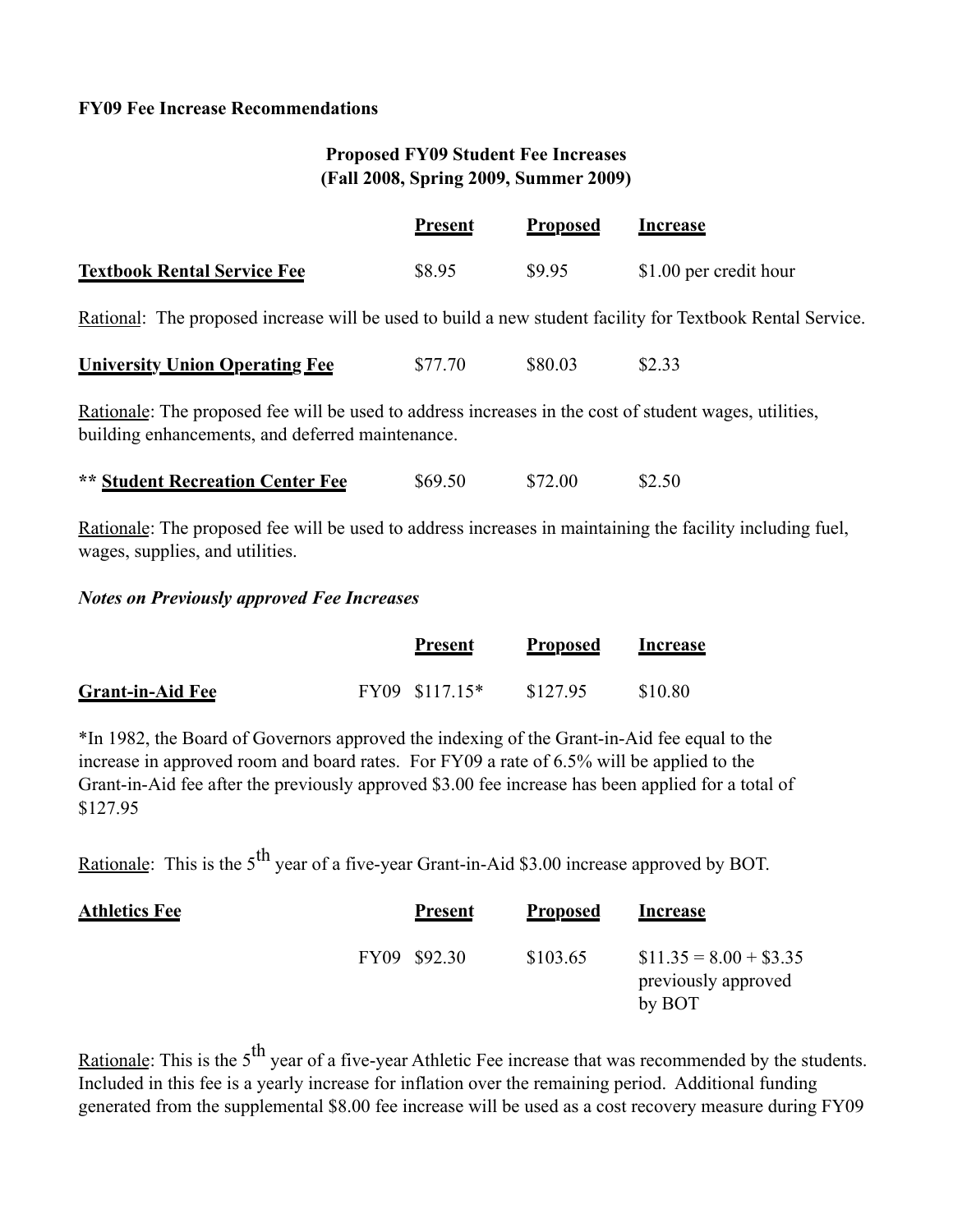**FY09 Fee Increase Recommendations**

**Proposed FY09 Student Fee Increases**
**(Fall 2008, Spring 2009, Summer 2009)**

| | Present | Proposed | Increase |
|---|---|---|---|
| **Textbook Rental Service Fee** | $8.95 | $9.95 | $1.00 per credit hour |

Rational: The proposed increase will be used to build a new student facility for Textbook Rental Service.

| | | | |
|---|---|---|---|
| **University Union Operating Fee** | $77.70 | $80.03 | $2.33 |

Rationale: The proposed fee will be used to address increases in the cost of student wages, utilities, building enhancements, and deferred maintenance.

| | | | |
|---|---|---|---|
| ** **Student Recreation Center Fee** | $69.50 | $72.00 | $2.50 |

Rationale: The proposed fee will be used to address increases in maintaining the facility including fuel, wages, supplies, and utilities.

***Notes on Previously approved Fee Increases***

| | Present | Proposed | Increase |
|---|---|---|---|
| **Grant-in-Aid Fee** | FY09 $117.15* | $127.95 | $10.80 |

*In 1982, the Board of Governors approved the indexing of the Grant-in-Aid fee equal to the increase in approved room and board rates. For FY09 a rate of 6.5% will be applied to the Grant-in-Aid fee after the previously approved $3.00 fee increase has been applied for a total of $127.95

Rationale: This is the 5th year of a five-year Grant-in-Aid $3.00 increase approved by BOT.

| **Athletics Fee** | Present | Proposed | Increase |
|---|---|---|---|
| | FY09 $92.30 | $103.65 | $11.35 = 8.00 + $3.35 previously approved by BOT |

Rationale: This is the 5th year of a five-year Athletic Fee increase that was recommended by the students. Included in this fee is a yearly increase for inflation over the remaining period. Additional funding generated from the supplemental $8.00 fee increase will be used as a cost recovery measure during FY09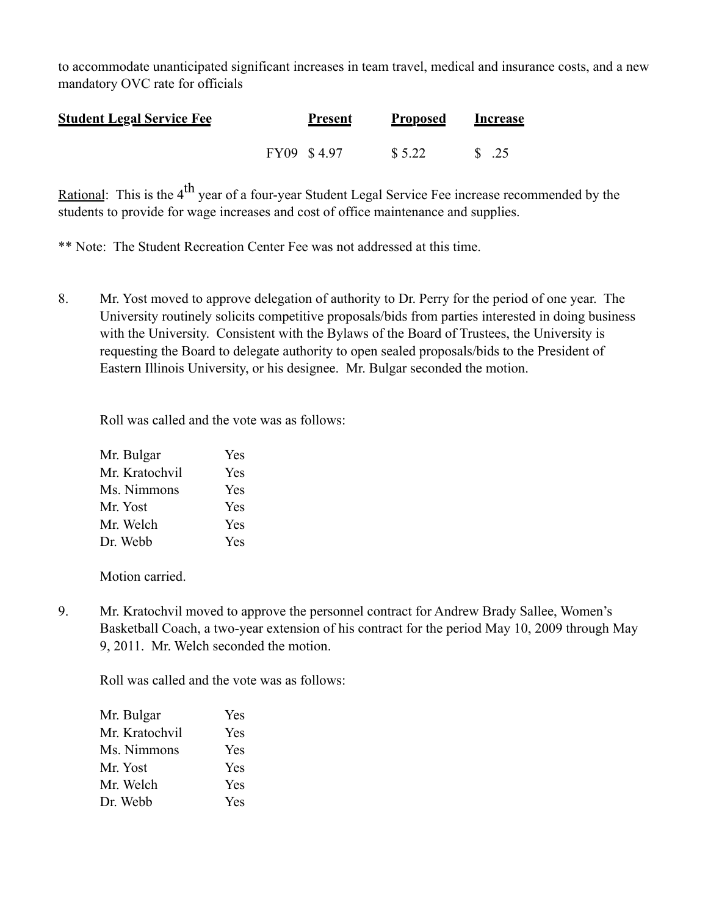to accommodate unanticipated significant increases in team travel, medical and insurance costs, and a new mandatory OVC rate for officials

| **Student Legal Service Fee** | | **Present** | **Proposed** | **Increase** |
|---|---|---|---|---|
| | FY09 | $ 4.97 | $ 5.22 | $ .25 |

Rational: This is the 4th year of a four-year Student Legal Service Fee increase recommended by the students to provide for wage increases and cost of office maintenance and supplies.

** Note: The Student Recreation Center Fee was not addressed at this time.

8. Mr. Yost moved to approve delegation of authority to Dr. Perry for the period of one year. The University routinely solicits competitive proposals/bids from parties interested in doing business with the University. Consistent with the Bylaws of the Board of Trustees, the University is requesting the Board to delegate authority to open sealed proposals/bids to the President of Eastern Illinois University, or his designee. Mr. Bulgar seconded the motion.

   Roll was called and the vote was as follows:

   | | |
   |---|---|
   | Mr. Bulgar | Yes |
   | Mr. Kratochvil | Yes |
   | Ms. Nimmons | Yes |
   | Mr. Yost | Yes |
   | Mr. Welch | Yes |
   | Dr. Webb | Yes |

   Motion carried.

9. Mr. Kratochvil moved to approve the personnel contract for Andrew Brady Sallee, Women's Basketball Coach, a two-year extension of his contract for the period May 10, 2009 through May 9, 2011. Mr. Welch seconded the motion.

   Roll was called and the vote was as follows:

   | | |
   |---|---|
   | Mr. Bulgar | Yes |
   | Mr. Kratochvil | Yes |
   | Ms. Nimmons | Yes |
   | Mr. Yost | Yes |
   | Mr. Welch | Yes |
   | Dr. Webb | Yes |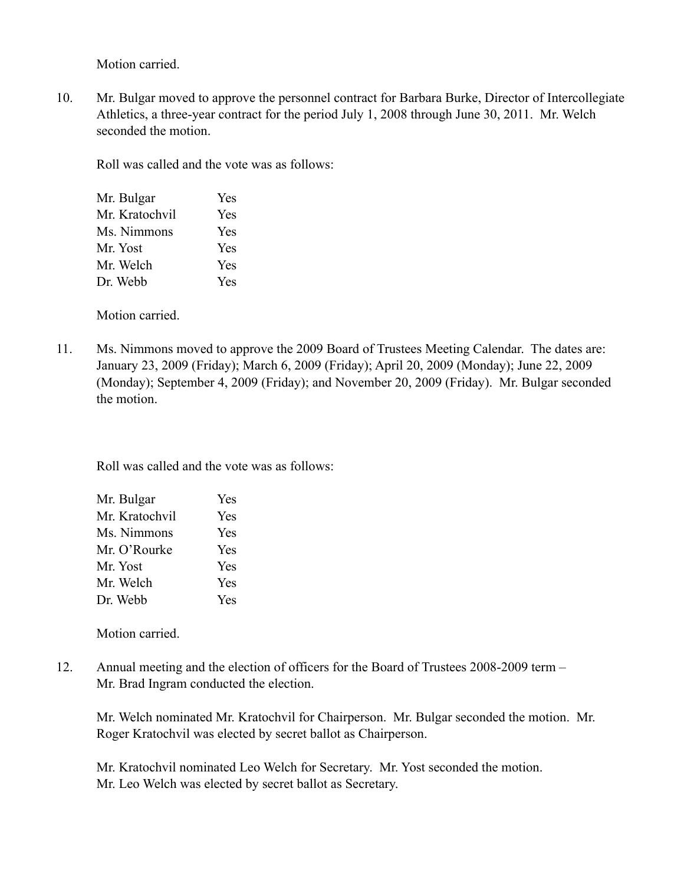Motion carried.

10. Mr. Bulgar moved to approve the personnel contract for Barbara Burke, Director of Intercollegiate Athletics, a three-year contract for the period July 1, 2008 through June 30, 2011. Mr. Welch seconded the motion.

    Roll was called and the vote was as follows:

    | | |
    |---|---|
    | Mr. Bulgar | Yes |
    | Mr. Kratochvil | Yes |
    | Ms. Nimmons | Yes |
    | Mr. Yost | Yes |
    | Mr. Welch | Yes |
    | Dr. Webb | Yes |

    Motion carried.

11. Ms. Nimmons moved to approve the 2009 Board of Trustees Meeting Calendar. The dates are: January 23, 2009 (Friday); March 6, 2009 (Friday); April 20, 2009 (Monday); June 22, 2009 (Monday); September 4, 2009 (Friday); and November 20, 2009 (Friday). Mr. Bulgar seconded the motion.

    Roll was called and the vote was as follows:

    | | |
    |---|---|
    | Mr. Bulgar | Yes |
    | Mr. Kratochvil | Yes |
    | Ms. Nimmons | Yes |
    | Mr. O'Rourke | Yes |
    | Mr. Yost | Yes |
    | Mr. Welch | Yes |
    | Dr. Webb | Yes |

    Motion carried.

12. Annual meeting and the election of officers for the Board of Trustees 2008-2009 term – Mr. Brad Ingram conducted the election.

    Mr. Welch nominated Mr. Kratochvil for Chairperson. Mr. Bulgar seconded the motion. Mr. Roger Kratochvil was elected by secret ballot as Chairperson.

    Mr. Kratochvil nominated Leo Welch for Secretary. Mr. Yost seconded the motion. Mr. Leo Welch was elected by secret ballot as Secretary.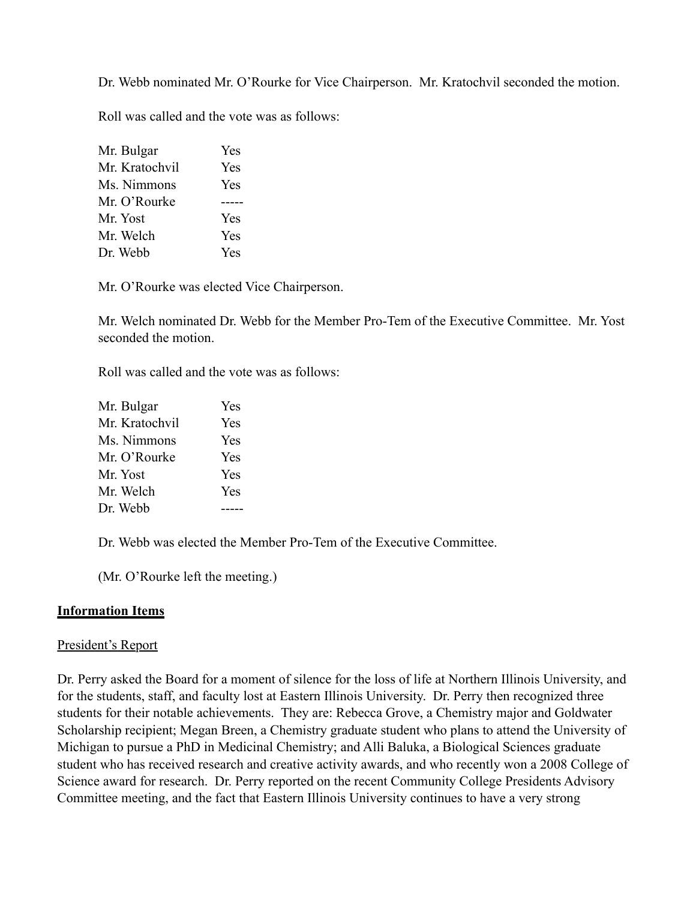Dr. Webb nominated Mr. O'Rourke for Vice Chairperson. Mr. Kratochvil seconded the motion.

Roll was called and the vote was as follows:

| | |
|---|---|
| Mr. Bulgar | Yes |
| Mr. Kratochvil | Yes |
| Ms. Nimmons | Yes |
| Mr. O'Rourke | ----- |
| Mr. Yost | Yes |
| Mr. Welch | Yes |
| Dr. Webb | Yes |

Mr. O'Rourke was elected Vice Chairperson.

Mr. Welch nominated Dr. Webb for the Member Pro-Tem of the Executive Committee. Mr. Yost seconded the motion.

Roll was called and the vote was as follows:

| | |
|---|---|
| Mr. Bulgar | Yes |
| Mr. Kratochvil | Yes |
| Ms. Nimmons | Yes |
| Mr. O'Rourke | Yes |
| Mr. Yost | Yes |
| Mr. Welch | Yes |
| Dr. Webb | ----- |

Dr. Webb was elected the Member Pro-Tem of the Executive Committee.

(Mr. O'Rourke left the meeting.)

**<u>Information Items</u>**

<u>President's Report</u>

Dr. Perry asked the Board for a moment of silence for the loss of life at Northern Illinois University, and for the students, staff, and faculty lost at Eastern Illinois University. Dr. Perry then recognized three students for their notable achievements. They are: Rebecca Grove, a Chemistry major and Goldwater Scholarship recipient; Megan Breen, a Chemistry graduate student who plans to attend the University of Michigan to pursue a PhD in Medicinal Chemistry; and Alli Baluka, a Biological Sciences graduate student who has received research and creative activity awards, and who recently won a 2008 College of Science award for research. Dr. Perry reported on the recent Community College Presidents Advisory Committee meeting, and the fact that Eastern Illinois University continues to have a very strong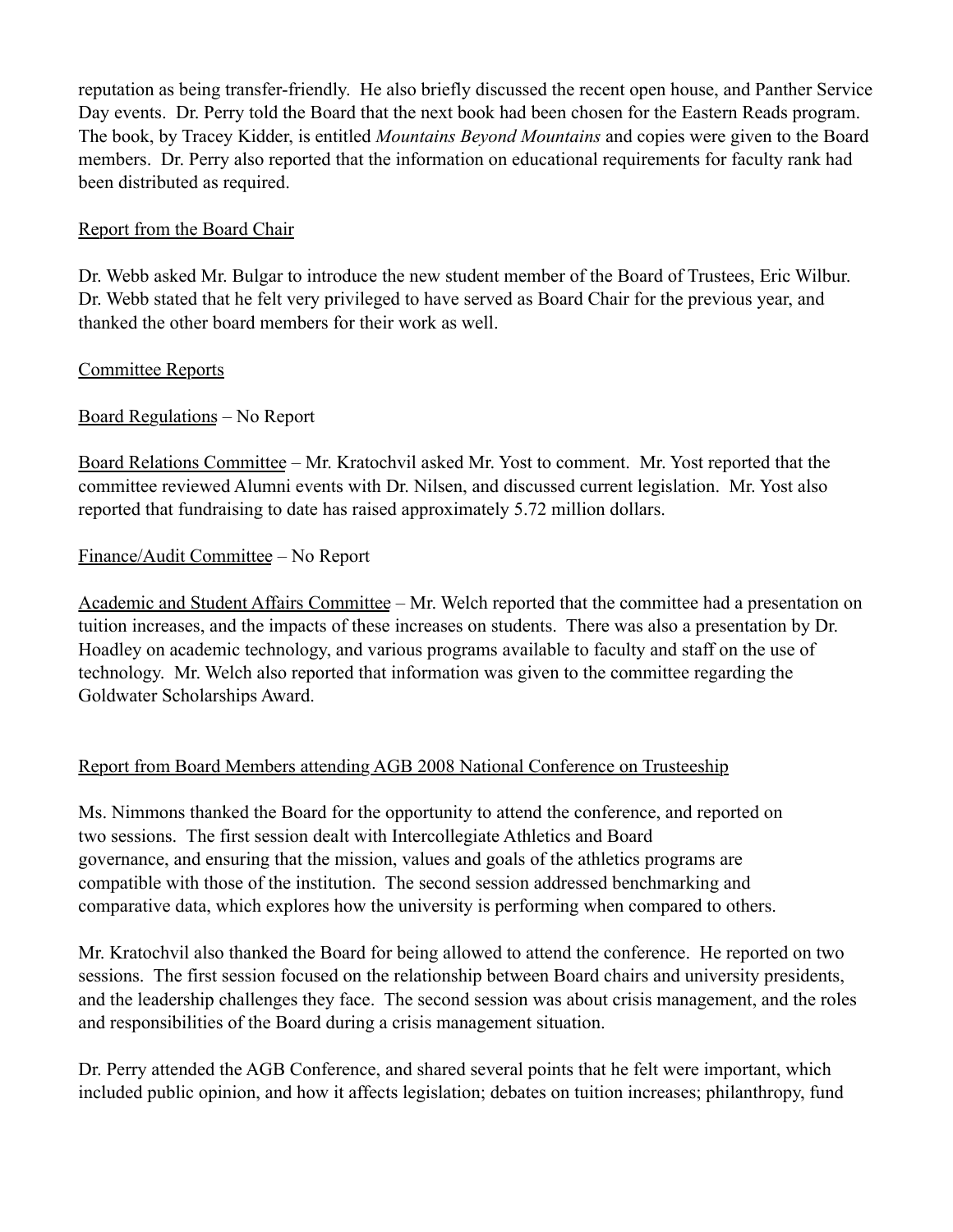reputation as being transfer-friendly. He also briefly discussed the recent open house, and Panther Service Day events. Dr. Perry told the Board that the next book had been chosen for the Eastern Reads program. The book, by Tracey Kidder, is entitled *Mountains Beyond Mountains* and copies were given to the Board members. Dr. Perry also reported that the information on educational requirements for faculty rank had been distributed as required.

Report from the Board Chair

Dr. Webb asked Mr. Bulgar to introduce the new student member of the Board of Trustees, Eric Wilbur. Dr. Webb stated that he felt very privileged to have served as Board Chair for the previous year, and thanked the other board members for their work as well.

Committee Reports

Board Regulations – No Report

Board Relations Committee – Mr. Kratochvil asked Mr. Yost to comment. Mr. Yost reported that the committee reviewed Alumni events with Dr. Nilsen, and discussed current legislation. Mr. Yost also reported that fundraising to date has raised approximately 5.72 million dollars.

Finance/Audit Committee – No Report

Academic and Student Affairs Committee – Mr. Welch reported that the committee had a presentation on tuition increases, and the impacts of these increases on students. There was also a presentation by Dr. Hoadley on academic technology, and various programs available to faculty and staff on the use of technology. Mr. Welch also reported that information was given to the committee regarding the Goldwater Scholarships Award.

Report from Board Members attending AGB 2008 National Conference on Trusteeship

Ms. Nimmons thanked the Board for the opportunity to attend the conference, and reported on two sessions. The first session dealt with Intercollegiate Athletics and Board governance, and ensuring that the mission, values and goals of the athletics programs are compatible with those of the institution. The second session addressed benchmarking and comparative data, which explores how the university is performing when compared to others.

Mr. Kratochvil also thanked the Board for being allowed to attend the conference. He reported on two sessions. The first session focused on the relationship between Board chairs and university presidents, and the leadership challenges they face. The second session was about crisis management, and the roles and responsibilities of the Board during a crisis management situation.

Dr. Perry attended the AGB Conference, and shared several points that he felt were important, which included public opinion, and how it affects legislation; debates on tuition increases; philanthropy, fund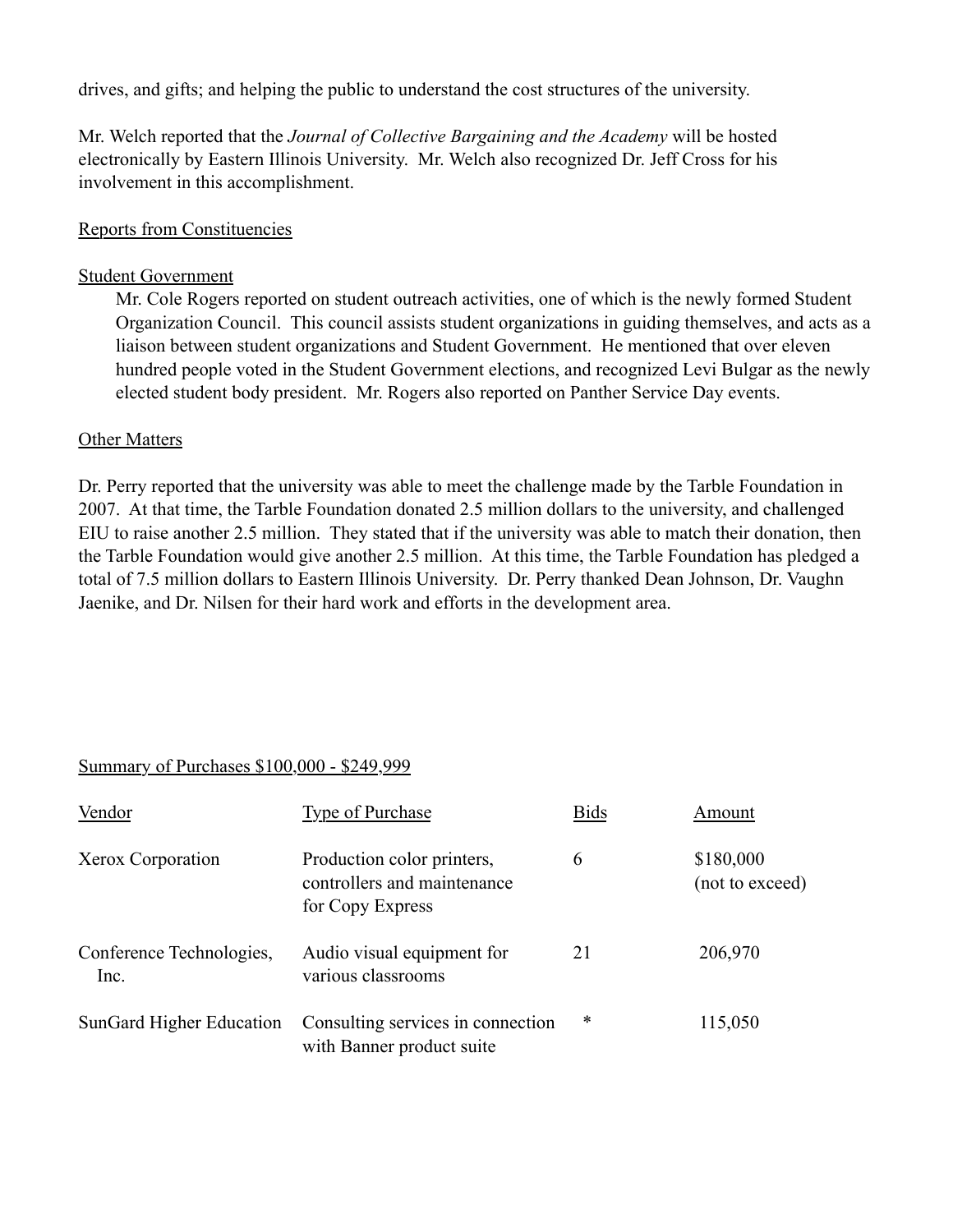drives, and gifts; and helping the public to understand the cost structures of the university.

Mr. Welch reported that the *Journal of Collective Bargaining and the Academy* will be hosted electronically by Eastern Illinois University. Mr. Welch also recognized Dr. Jeff Cross for his involvement in this accomplishment.

<u>Reports from Constituencies</u>

<u>Student Government</u>

Mr. Cole Rogers reported on student outreach activities, one of which is the newly formed Student Organization Council. This council assists student organizations in guiding themselves, and acts as a liaison between student organizations and Student Government. He mentioned that over eleven hundred people voted in the Student Government elections, and recognized Levi Bulgar as the newly elected student body president. Mr. Rogers also reported on Panther Service Day events.

<u>Other Matters</u>

Dr. Perry reported that the university was able to meet the challenge made by the Tarble Foundation in 2007. At that time, the Tarble Foundation donated 2.5 million dollars to the university, and challenged EIU to raise another 2.5 million. They stated that if the university was able to match their donation, then the Tarble Foundation would give another 2.5 million. At this time, the Tarble Foundation has pledged a total of 7.5 million dollars to Eastern Illinois University. Dr. Perry thanked Dean Johnson, Dr. Vaughn Jaenike, and Dr. Nilsen for their hard work and efforts in the development area.

<u>Summary of Purchases $100,000 - $249,999</u>

| Vendor | Type of Purchase | Bids | Amount |
|---|---|---|---|
| Xerox Corporation | Production color printers, controllers and maintenance for Copy Express | 6 | $180,000 (not to exceed) |
| Conference Technologies, Inc. | Audio visual equipment for various classrooms | 21 | 206,970 |
| SunGard Higher Education | Consulting services in connection with Banner product suite | * | 115,050 |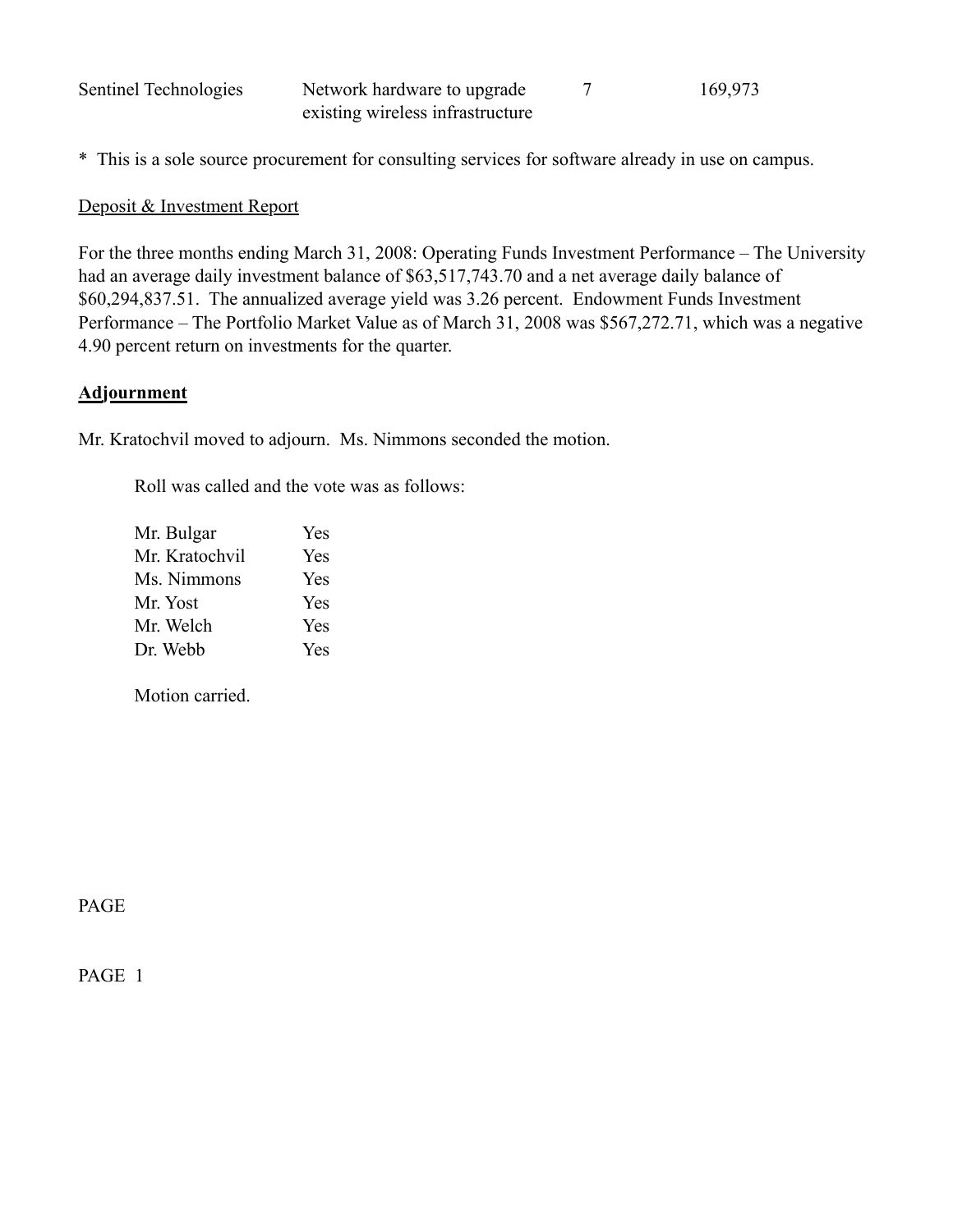| | | | |
|---|---|---|---|
| Sentinel Technologies | Network hardware to upgrade existing wireless infrastructure | 7 | 169,973 |

* This is a sole source procurement for consulting services for software already in use on campus.

Deposit & Investment Report

For the three months ending March 31, 2008: Operating Funds Investment Performance – The University had an average daily investment balance of $63,517,743.70 and a net average daily balance of $60,294,837.51. The annualized average yield was 3.26 percent. Endowment Funds Investment Performance – The Portfolio Market Value as of March 31, 2008 was $567,272.71, which was a negative 4.90 percent return on investments for the quarter.

**Adjournment**

Mr. Kratochvil moved to adjourn. Ms. Nimmons seconded the motion.

Roll was called and the vote was as follows:

| | |
|---|---|
| Mr. Bulgar | Yes |
| Mr. Kratochvil | Yes |
| Ms. Nimmons | Yes |
| Mr. Yost | Yes |
| Mr. Welch | Yes |
| Dr. Webb | Yes |

Motion carried.